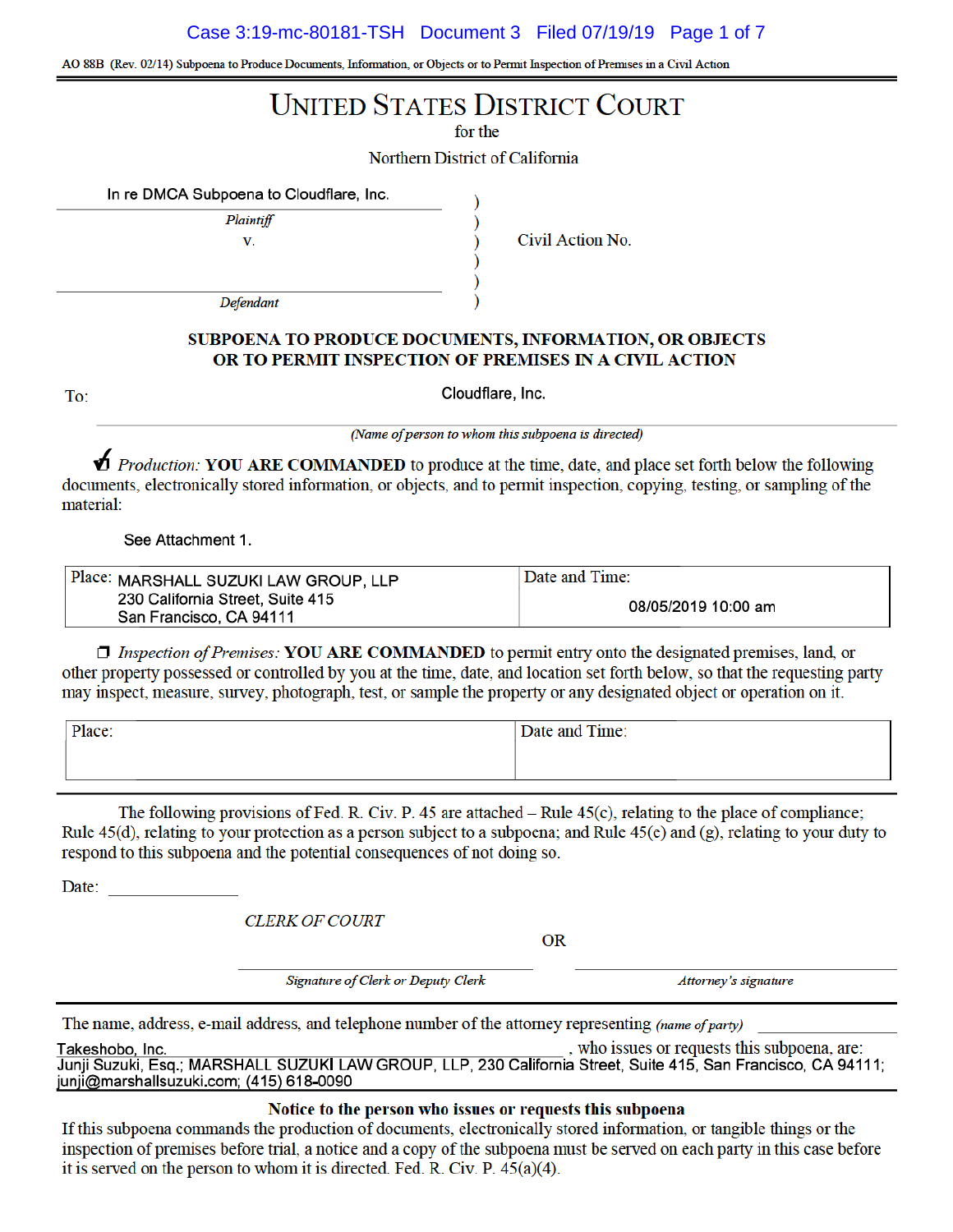AO 88B (Rev. 02/14) Subpoena to Produce Documents, Information, or Objects or to Permit Inspection of Premises in a Civil Action

# UNITED STATES DISTRICT COURT

for the

Northern District of California

| | | |
|---|---|---|
| In re DMCA Subpoena to Cloudflare, Inc. | ) | |
| *Plaintiff* | ) | |
| v. | ) | Civil Action No. |
| | ) | |
| *Defendant* | ) | |

## SUBPOENA TO PRODUCE DOCUMENTS, INFORMATION, OR OBJECTS OR TO PERMIT INSPECTION OF PREMISES IN A CIVIL ACTION

To: Cloudflare, Inc.

*(Name of person to whom this subpoena is directed)*

✓ *Production:* **YOU ARE COMMANDED** to produce at the time, date, and place set forth below the following documents, electronically stored information, or objects, and to permit inspection, copying, testing, or sampling of the material:

See Attachment 1.

| Place: MARSHALL SUZUKI LAW GROUP, LLP<br>230 California Street, Suite 415<br>San Francisco, CA 94111 | Date and Time:<br>08/05/2019 10:00 am |
|---|---|

❒ *Inspection of Premises:* **YOU ARE COMMANDED** to permit entry onto the designated premises, land, or other property possessed or controlled by you at the time, date, and location set forth below, so that the requesting party may inspect, measure, survey, photograph, test, or sample the property or any designated object or operation on it.

| Place: | Date and Time: |
|---|---|

The following provisions of Fed. R. Civ. P. 45 are attached – Rule 45(c), relating to the place of compliance; Rule 45(d), relating to your protection as a person subject to a subpoena; and Rule 45(e) and (g), relating to your duty to respond to this subpoena and the potential consequences of not doing so.

Date: ____________

*CLERK OF COURT*

OR

______________________________ *Signature of Clerk or Deputy Clerk*

______________________________ *Attorney's signature*

The name, address, e-mail address, and telephone number of the attorney representing *(name of party)* Takeshobo, Inc., who issues or requests this subpoena, are:
Junji Suzuki, Esq.; MARSHALL SUZUKI LAW GROUP, LLP, 230 California Street, Suite 415, San Francisco, CA 94111; junji@marshallsuzuki.com; (415) 618-0090

**Notice to the person who issues or requests this subpoena**

If this subpoena commands the production of documents, electronically stored information, or tangible things or the inspection of premises before trial, a notice and a copy of the subpoena must be served on each party in this case before it is served on the person to whom it is directed. Fed. R. Civ. P. 45(a)(4).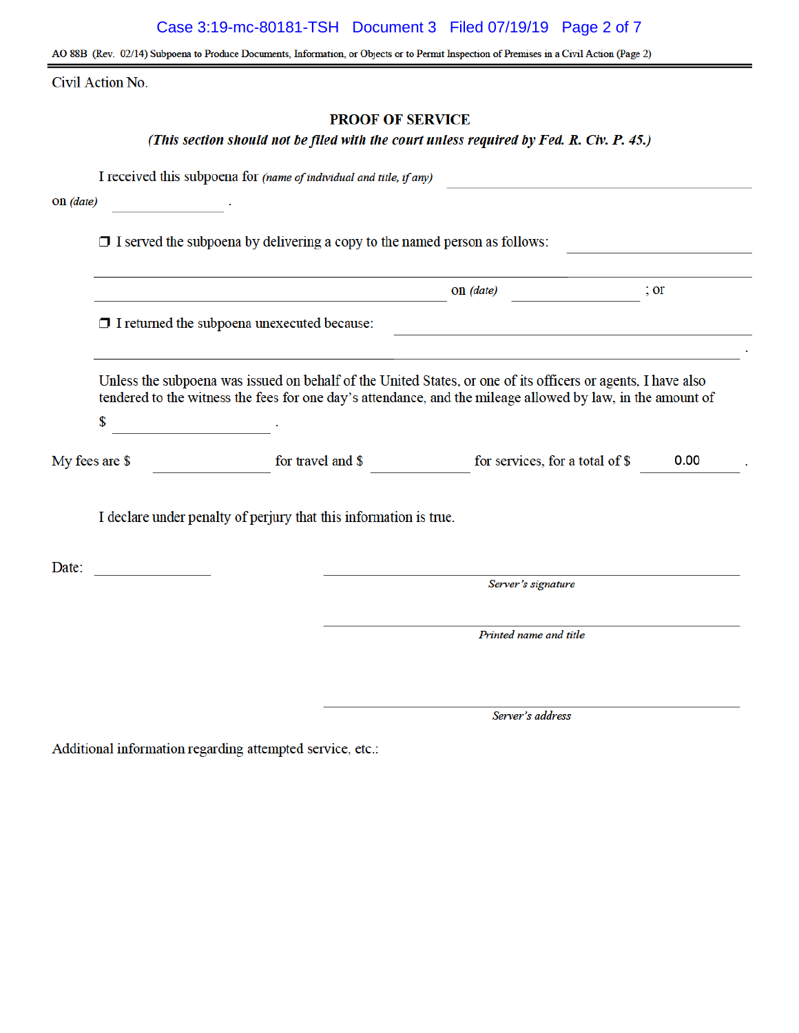AO 88B (Rev. 02/14) Subpoena to Produce Documents, Information, or Objects or to Permit Inspection of Premises in a Civil Action (Page 2)

Civil Action No.

## PROOF OF SERVICE

***(This section should not be filed with the court unless required by Fed. R. Civ. P. 45.)***

I received this subpoena for *(name of individual and title, if any)* \_\_\_\_\_\_\_\_\_\_\_\_\_\_\_\_\_\_\_\_
on *(date)* \_\_\_\_\_\_\_\_\_\_ .

❒ I served the subpoena by delivering a copy to the named person as follows: \_\_\_\_\_\_\_\_\_\_\_\_\_\_\_\_\_\_\_\_

\_\_\_\_\_\_\_\_\_\_\_\_\_\_\_\_\_\_\_\_\_\_\_\_\_\_\_\_\_\_\_\_\_\_\_\_\_\_\_\_\_\_\_\_\_\_\_\_\_\_\_\_\_\_\_\_

\_\_\_\_\_\_\_\_\_\_\_\_\_\_\_\_\_\_\_\_\_\_\_\_\_\_\_\_\_\_\_\_ on *(date)* \_\_\_\_\_\_\_\_\_\_ ; or

❒ I returned the subpoena unexecuted because: \_\_\_\_\_\_\_\_\_\_\_\_\_\_\_\_\_\_\_\_\_\_\_\_

\_\_\_\_\_\_\_\_\_\_\_\_\_\_\_\_\_\_\_\_\_\_\_\_\_\_\_\_\_\_\_\_\_\_\_\_\_\_\_\_\_\_\_\_\_\_\_\_\_\_\_\_\_\_\_\_ .

Unless the subpoena was issued on behalf of the United States, or one of its officers or agents, I have also tendered to the witness the fees for one day's attendance, and the mileage allowed by law, in the amount of

$ \_\_\_\_\_\_\_\_\_\_\_\_ .

My fees are $ \_\_\_\_\_\_\_\_\_\_ for travel and $ \_\_\_\_\_\_\_\_\_\_ for services, for a total of $ 0.00 .

I declare under penalty of perjury that this information is true.

Date: \_\_\_\_\_\_\_\_\_\_\_\_

\_\_\_\_\_\_\_\_\_\_\_\_\_\_\_\_\_\_\_\_\_\_\_\_\_\_\_\_\_\_\_\_
*Server's signature*

\_\_\_\_\_\_\_\_\_\_\_\_\_\_\_\_\_\_\_\_\_\_\_\_\_\_\_\_\_\_\_\_
*Printed name and title*

\_\_\_\_\_\_\_\_\_\_\_\_\_\_\_\_\_\_\_\_\_\_\_\_\_\_\_\_\_\_\_\_
*Server's address*

Additional information regarding attempted service, etc.: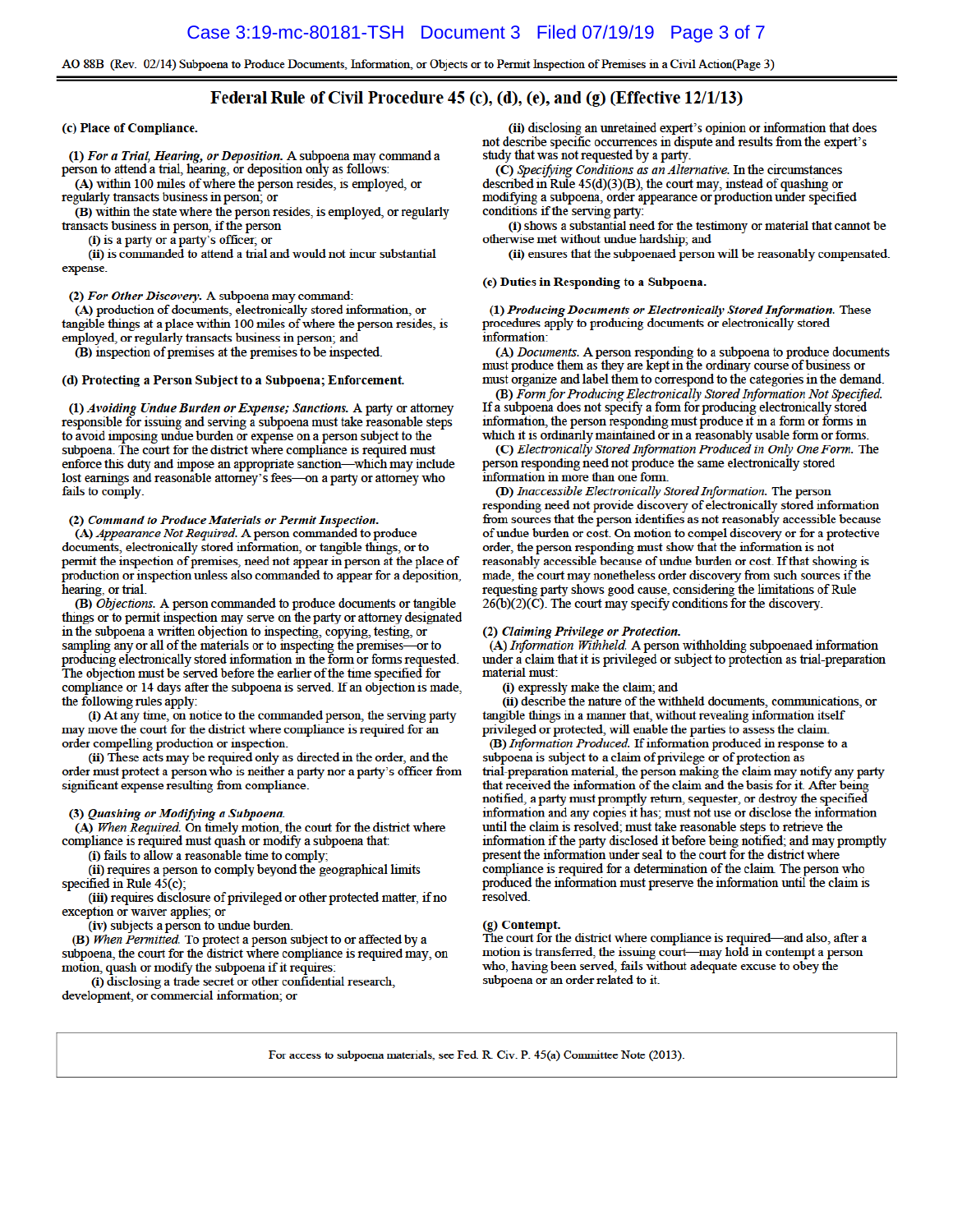AO 88B (Rev. 02/14) Subpoena to Produce Documents, Information, or Objects or to Permit Inspection of Premises in a Civil Action(Page 3)

## Federal Rule of Civil Procedure 45 (c), (d), (e), and (g) (Effective 12/1/13)

**(c) Place of Compliance.**

**(1)** ***For a Trial, Hearing, or Deposition.*** A subpoena may command a person to attend a trial, hearing, or deposition only as follows:

**(A)** within 100 miles of where the person resides, is employed, or regularly transacts business in person; or

**(B)** within the state where the person resides, is employed, or regularly transacts business in person, if the person

**(i)** is a party or a party's officer; or

**(ii)** is commanded to attend a trial and would not incur substantial expense.

**(2)** ***For Other Discovery.*** A subpoena may command:

**(A)** production of documents, electronically stored information, or tangible things at a place within 100 miles of where the person resides, is employed, or regularly transacts business in person; and

**(B)** inspection of premises at the premises to be inspected.

**(d) Protecting a Person Subject to a Subpoena; Enforcement.**

**(1)** ***Avoiding Undue Burden or Expense; Sanctions.*** A party or attorney responsible for issuing and serving a subpoena must take reasonable steps to avoid imposing undue burden or expense on a person subject to the subpoena. The court for the district where compliance is required must enforce this duty and impose an appropriate sanction—which may include lost earnings and reasonable attorney's fees—on a party or attorney who fails to comply.

**(2)** ***Command to Produce Materials or Permit Inspection.***

**(A)** *Appearance Not Required.* A person commanded to produce documents, electronically stored information, or tangible things, or to permit the inspection of premises, need not appear in person at the place of production or inspection unless also commanded to appear for a deposition, hearing, or trial.

**(B)** *Objections.* A person commanded to produce documents or tangible things or to permit inspection may serve on the party or attorney designated in the subpoena a written objection to inspecting, copying, testing, or sampling any or all of the materials or to inspecting the premises—or to producing electronically stored information in the form or forms requested. The objection must be served before the earlier of the time specified for compliance or 14 days after the subpoena is served. If an objection is made, the following rules apply:

**(i)** At any time, on notice to the commanded person, the serving party may move the court for the district where compliance is required for an order compelling production or inspection.

**(ii)** These acts may be required only as directed in the order, and the order must protect a person who is neither a party nor a party's officer from significant expense resulting from compliance.

**(3)** ***Quashing or Modifying a Subpoena.***

**(A)** *When Required.* On timely motion, the court for the district where compliance is required must quash or modify a subpoena that:

**(i)** fails to allow a reasonable time to comply;

**(ii)** requires a person to comply beyond the geographical limits specified in Rule 45(c);

**(iii)** requires disclosure of privileged or other protected matter, if no exception or waiver applies; or

**(iv)** subjects a person to undue burden.

**(B)** *When Permitted.* To protect a person subject to or affected by a subpoena, the court for the district where compliance is required may, on motion, quash or modify the subpoena if it requires:

**(i)** disclosing a trade secret or other confidential research, development, or commercial information; or

**(ii)** disclosing an unretained expert's opinion or information that does not describe specific occurrences in dispute and results from the expert's study that was not requested by a party.

**(C)** *Specifying Conditions as an Alternative.* In the circumstances described in Rule 45(d)(3)(B), the court may, instead of quashing or modifying a subpoena, order appearance or production under specified conditions if the serving party:

**(i)** shows a substantial need for the testimony or material that cannot be otherwise met without undue hardship; and

**(ii)** ensures that the subpoenaed person will be reasonably compensated.

**(e) Duties in Responding to a Subpoena.**

**(1)** ***Producing Documents or Electronically Stored Information.*** These procedures apply to producing documents or electronically stored information:

**(A)** *Documents.* A person responding to a subpoena to produce documents must produce them as they are kept in the ordinary course of business or must organize and label them to correspond to the categories in the demand.

**(B)** *Form for Producing Electronically Stored Information Not Specified.* If a subpoena does not specify a form for producing electronically stored information, the person responding must produce it in a form or forms in which it is ordinarily maintained or in a reasonably usable form or forms.

**(C)** *Electronically Stored Information Produced in Only One Form.* The person responding need not produce the same electronically stored information in more than one form.

**(D)** *Inaccessible Electronically Stored Information.* The person responding need not provide discovery of electronically stored information from sources that the person identifies as not reasonably accessible because of undue burden or cost. On motion to compel discovery or for a protective order, the person responding must show that the information is not reasonably accessible because of undue burden or cost. If that showing is made, the court may nonetheless order discovery from such sources if the requesting party shows good cause, considering the limitations of Rule 26(b)(2)(C). The court may specify conditions for the discovery.

**(2)** ***Claiming Privilege or Protection.***

**(A)** *Information Withheld.* A person withholding subpoenaed information under a claim that it is privileged or subject to protection as trial-preparation material must:

**(i)** expressly make the claim; and

**(ii)** describe the nature of the withheld documents, communications, or tangible things in a manner that, without revealing information itself privileged or protected, will enable the parties to assess the claim.

**(B)** *Information Produced.* If information produced in response to a subpoena is subject to a claim of privilege or of protection as trial-preparation material, the person making the claim may notify any party that received the information of the claim and the basis for it. After being notified, a party must promptly return, sequester, or destroy the specified information and any copies it has; must not use or disclose the information until the claim is resolved; must take reasonable steps to retrieve the information if the party disclosed it before being notified; and may promptly present the information under seal to the court for the district where compliance is required for a determination of the claim. The person who produced the information must preserve the information until the claim is resolved.

**(g) Contempt.**

The court for the district where compliance is required—and also, after a motion is transferred, the issuing court—may hold in contempt a person who, having been served, fails without adequate excuse to obey the subpoena or an order related to it.

For access to subpoena materials, see Fed. R. Civ. P. 45(a) Committee Note (2013).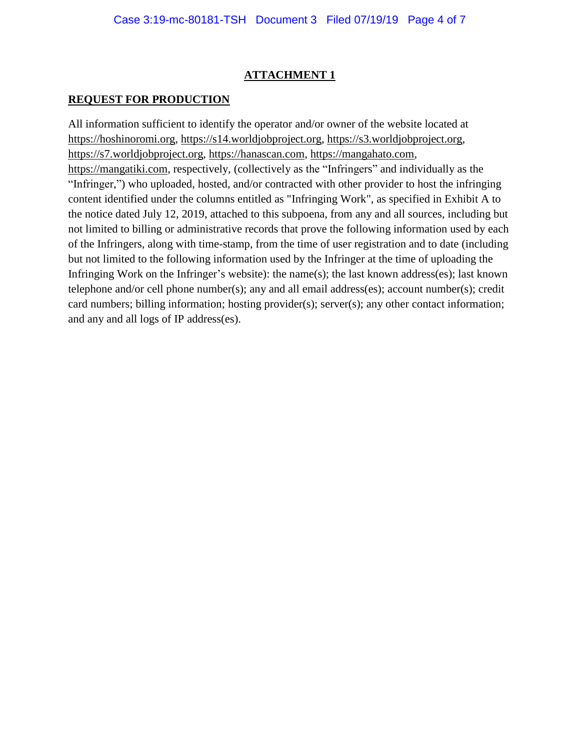## ATTACHMENT 1

### REQUEST FOR PRODUCTION

All information sufficient to identify the operator and/or owner of the website located at https://hoshinoromi.org, https://s14.worldjobproject.org, https://s3.worldjobproject.org, https://s7.worldjobproject.org, https://hanascan.com, https://mangahato.com, https://mangatiki.com, respectively, (collectively as the "Infringers" and individually as the "Infringer,") who uploaded, hosted, and/or contracted with other provider to host the infringing content identified under the columns entitled as "Infringing Work", as specified in Exhibit A to the notice dated July 12, 2019, attached to this subpoena, from any and all sources, including but not limited to billing or administrative records that prove the following information used by each of the Infringers, along with time-stamp, from the time of user registration and to date (including but not limited to the following information used by the Infringer at the time of uploading the Infringing Work on the Infringer's website): the name(s); the last known address(es); last known telephone and/or cell phone number(s); any and all email address(es); account number(s); credit card numbers; billing information; hosting provider(s); server(s); any other contact information; and any and all logs of IP address(es).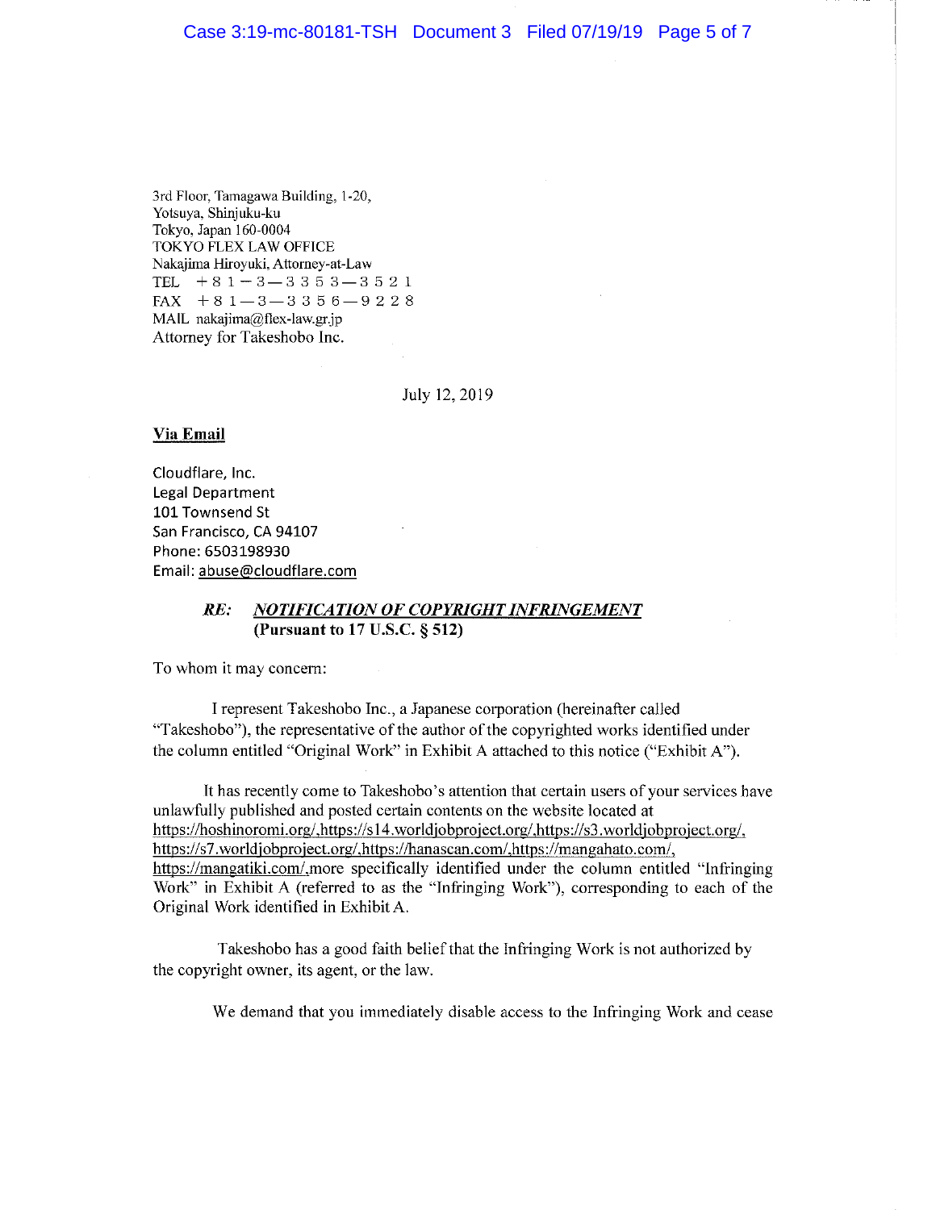3rd Floor, Tamagawa Building, 1-20,
Yotsuya, Shinjuku-ku
Tokyo, Japan 160-0004
TOKYO FLEX LAW OFFICE
Nakajima Hiroyuki, Attorney-at-Law
TEL ＋８１－３－３３５３－３５２１
FAX ＋８１－３－３３５６－９２２８
MAIL nakajima@flex-law.gr.jp
Attorney for Takeshobo Inc.

July 12, 2019

**Via Email**

Cloudflare, Inc.
Legal Department
101 Townsend St
San Francisco, CA 94107
Phone: 6503198930
Email: abuse@cloudflare.com

***RE: NOTIFICATION OF COPYRIGHT INFRINGEMENT***
**(Pursuant to 17 U.S.C. § 512)**

To whom it may concern:

I represent Takeshobo Inc., a Japanese corporation (hereinafter called "Takeshobo"), the representative of the author of the copyrighted works identified under the column entitled "Original Work" in Exhibit A attached to this notice ("Exhibit A").

It has recently come to Takeshobo's attention that certain users of your services have unlawfully published and posted certain contents on the website located at https://hoshinoromi.org/,https://s14.worldjobproject.org/,https://s3.worldjobproject.org/, https://s7.worldjobproject.org/,https://hanascan.com/,https://mangahato.com/, https://mangatiki.com/,more specifically identified under the column entitled "Infringing Work" in Exhibit A (referred to as the "Infringing Work"), corresponding to each of the Original Work identified in Exhibit A.

Takeshobo has a good faith belief that the Infringing Work is not authorized by the copyright owner, its agent, or the law.

We demand that you immediately disable access to the Infringing Work and cease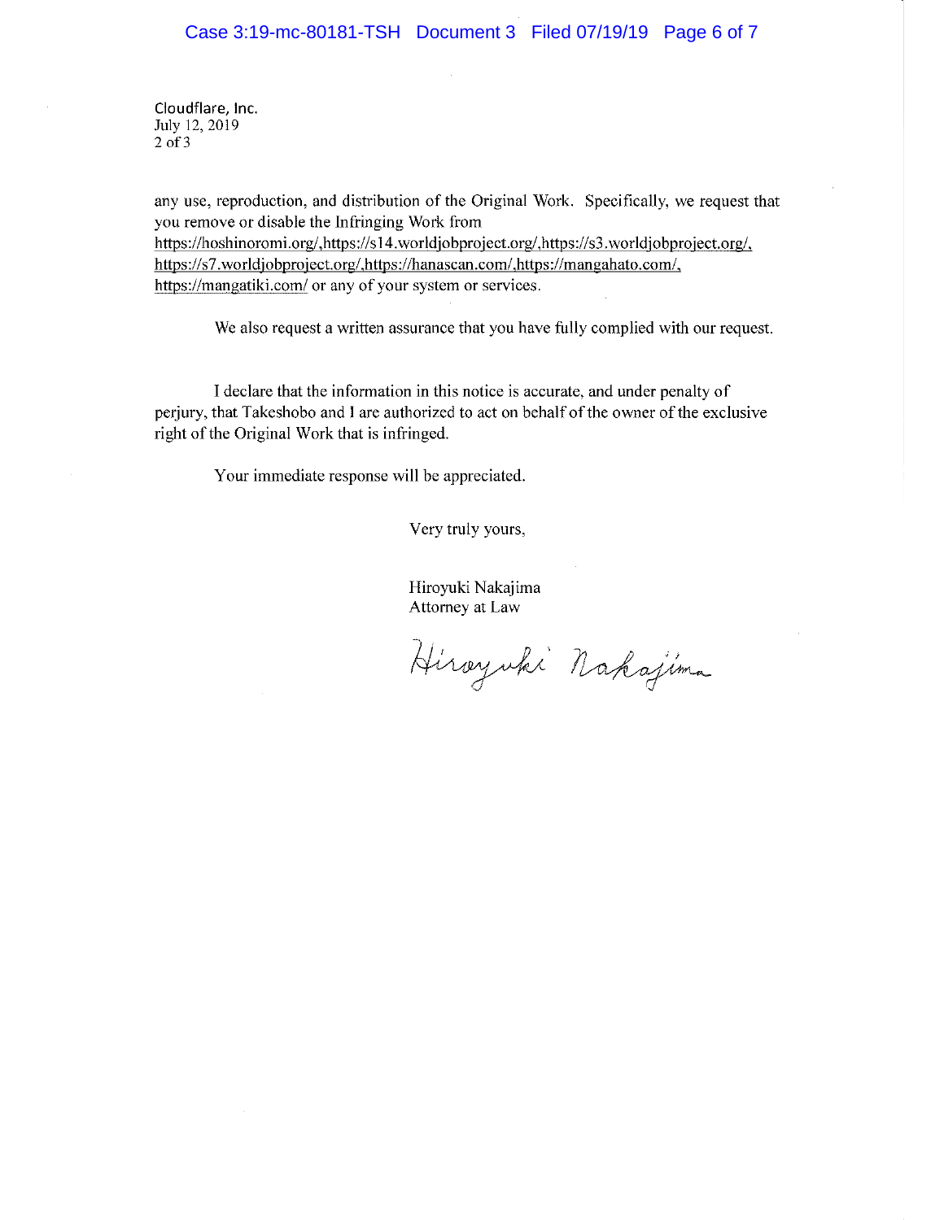Cloudflare, Inc.
July 12, 2019
2 of 3

any use, reproduction, and distribution of the Original Work. Specifically, we request that you remove or disable the Infringing Work from https://hoshinoromi.org/,https://s14.worldjobproject.org/,https://s3.worldjobproject.org/, https://s7.worldjobproject.org/,https://hanascan.com/,https://mangahato.com/, https://mangatiki.com/ or any of your system or services.

We also request a written assurance that you have fully complied with our request.

I declare that the information in this notice is accurate, and under penalty of perjury, that Takeshobo and I are authorized to act on behalf of the owner of the exclusive right of the Original Work that is infringed.

Your immediate response will be appreciated.

Very truly yours,

Hiroyuki Nakajima
Attorney at Law

Hiroyuki Nakajima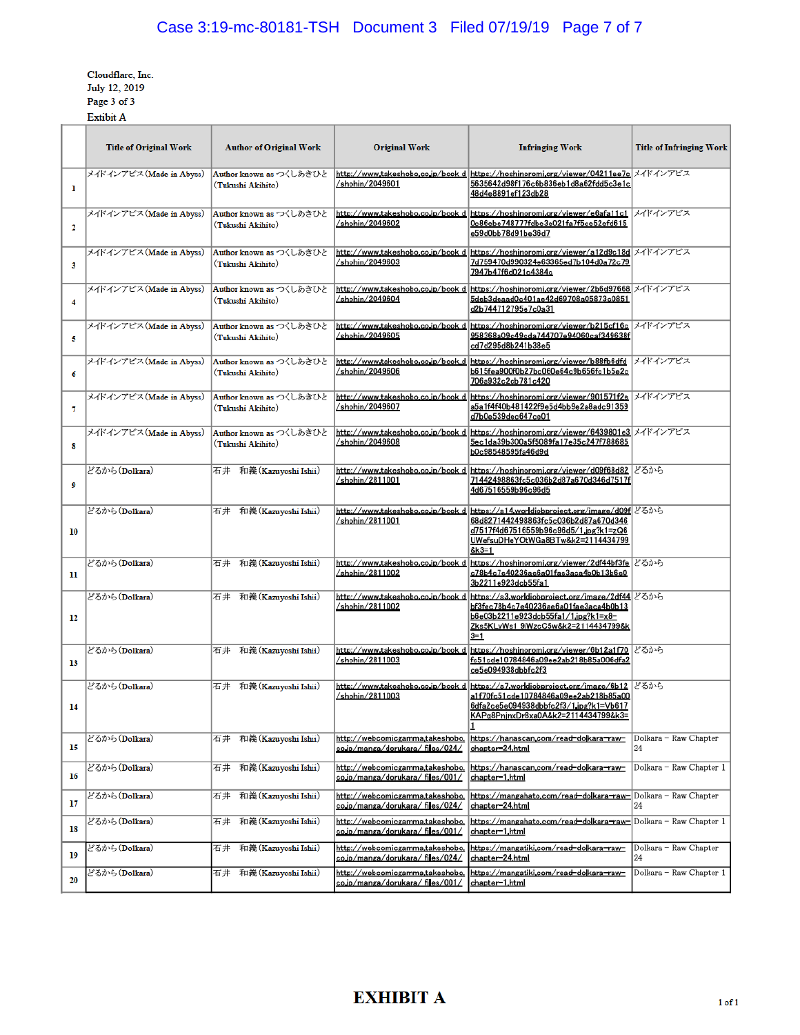Cloudflare, Inc.
July 12, 2019
Page 3 of 3
Extibit A

| | Title of Original Work | Author of Original Work | Original Work | Infringing Work | Title of Infringing Work |
|---|---|---|---|---|---|
| 1 | メイドインアビス(Made in Abyss) | Author known as つくしあきひと (Tukushi Akihito) | http://www.takeshobo.co.jp/book_d/shohin/2049801 | https://hoshinoromi.org/viewer/04211ee7c5635642d98f176c6b836eb1d8a62fdd5c3e1c48d4e8891ef123db28 | メイドインアビス |
| 2 | メイドインアビス(Made in Abyss) | Author known as つくしあきひと (Tukushi Akihito) | http://www.takeshobo.co.jp/book_d/shohin/2049602 | https://hoshinoromi.org/viewer/e0afa11c10c86ebe748777fdbe3e021fa7f5ce52efd615e59d0bb78d91be36d7 | メイドインアビス |
| 3 | メイドインアビス(Made in Abyss) | Author known as つくしあきひと (Tukushi Akihito) | http://www.takeshobo.co.jp/book_d/shohin/2049603 | https://hoshinoromi.org/viewer/a12d9c18d7d759470d990324e63365ed7b104d0a72c797947b47f6d021c4384c | メイドインアビス |
| 4 | メイドインアビス(Made in Abyss) | Author known as つくしあきひと (Tukushi Akihito) | http://www.takeshobo.co.jp/book_d/shohin/2049604 | https://hoshinoromi.org/viewer/2b6d976685deb3deaad0c401ae42d69708a05873c0851d2b744712795e7c0a31 | メイドインアビス |
| 5 | メイドインアビス(Made in Abyss) | Author known as つくしあきひと (Tukushi Akihito) | http://www.takeshobo.co.jp/book_d/shohin/2049605 | https://hoshinoromi.org/viewer/b215cf16c958368a09c49cda744707e94060caf349638fcd7d295d8b241b38e5 | メイドインアビス |
| 6 | メイドインアビス(Made in Abyss) | Author known as つくしあきひと (Tukushi Akihito) | http://www.takeshobo.co.jp/book_d/shohin/2049606 | https://hoshinoromi.org/viewer/b88fb6dfdb615fea900f0b27bc060e64c9b656fc1b5e2c706a932c2cb781c420 | メイドインアビス |
| 7 | メイドインアビス(Made in Abyss) | Author known as つくしあきひと (Tukushi Akihito) | http://www.takeshobo.co.jp/book_d/shohin/2049607 | https://hoshinoromi.org/viewer/901571f2ea5a1f4f40b481422f9e5d4bb9e2a8adc91359d7b0e539dec647ce01 | メイドインアビス |
| 8 | メイドインアビス(Made in Abyss) | Author known as つくしあきひと (Tukushi Akihito) | http://www.takeshobo.co.jp/book_d/shohin/2049608 | https://hoshinoromi.org/viewer/6439801e35ec1da39b300a5f5089fa17e35c247f788685b0c98548595fa46d9d | メイドインアビス |
| 9 | どるから(Dolkara) | 石井　和義(Kazuyoshi Ishii) | http://www.takeshobo.co.jp/book_d/shohin/2811001 | https://hoshinoromi.org/viewer/d09f68d8271442498863fc5c036b2d87a670d346d7517f4d67516559b96c96d5 | どるから |
| 10 | どるから(Dolkara) | 石井　和義(Kazuyoshi Ishii) | http://www.takeshobo.co.jp/book_d/shohin/2811001 | https://s14.worldiobproject.org/image/d09f68d8271442498863fc5c036b2d87a670d346d7517f4d67516559b96c96d5/1.jpg?k1=zQ6UWefsuDHeYOtWGa8BTw&k2=2114434799&k3=1 | どるから |
| 11 | どるから(Dolkara) | 石井　和義(Kazuyoshi Ishii) | http://www.takeshobo.co.jp/book_d/shohin/2811002 | https://hoshinoromi.org/viewer/2df44bf3fec78b4c7e40236ae6a01fae3aca4b0b13b6e03b2211e923dcb55fa1 | どるから |
| 12 | どるから(Dolkara) | 石井　和義(Kazuyoshi Ishii) | http://www.takeshobo.co.jp/book_d/shohin/2811002 | https://s3.worldiobproject.org/image/2df44bf3fec78b4c7e40236ae6a01fae3aca4b0b13b6e03b2211e923dcb55fa1/1.jpg?k1=x8-Zks5KLyWs1_9lWzcC5w&k2=2114434799&k3=1 | どるから |
| 13 | どるから(Dolkara) | 石井　和義(Kazuyoshi Ishii) | http://www.takeshobo.co.jp/book_d/shohin/2811003 | https://hoshinoromi.org/viewer/6b12a1f70fc51cde10784846a09ee2ab218b85a006dfa2ce5e094938dbbfc2f3 | どるから |
| 14 | どるから(Dolkara) | 石井　和義(Kazuyoshi Ishii) | http://www.takeshobo.co.jp/book_d/shohin/2811003 | https://s7.worldiobproject.org/image/6b12a1f70fc51cde10784846a09ee2ab218b85a006dfa2ce5e094938dbbfc2f3/1.jpg?k1=Vb617KAPq8PnjnxDr8xa0A&k2=2114434799&k3=1 | どるから |
| 15 | どるから(Dolkara) | 石井　和義(Kazuyoshi Ishii) | http://webcomicgamma.takeshobo.co.jp/manga/dorukara/_files/024/ | https://hanascan.com/read-dolkara-raw-chapter-24.html | Dolkara - Raw Chapter 24 |
| 16 | どるから(Dolkara) | 石井　和義(Kazuyoshi Ishii) | http://webcomicgamma.takeshobo.co.jp/manga/dorukara/_files/001/ | https://hanascan.com/read-dolkara-raw-chapter-1.html | Dolkara - Raw Chapter 1 |
| 17 | どるから(Dolkara) | 石井　和義(Kazuyoshi Ishii) | http://webcomicgamma.takeshobo.co.jp/manga/dorukara/_files/024/ | https://mangahato.com/read-dolkara-raw-chapter-24.html | Dolkara - Raw Chapter 24 |
| 18 | どるから(Dolkara) | 石井　和義(Kazuyoshi Ishii) | http://webcomicgamma.takeshobo.co.jp/manga/dorukara/_files/001/ | https://mangahato.com/read-dolkara-raw-chapter-1.html | Dolkara - Raw Chapter 1 |
| 19 | どるから(Dolkara) | 石井　和義(Kazuyoshi Ishii) | http://webcomicgamma.takeshobo.co.jp/manga/dorukara/_files/024/ | https://mangatiki.com/read-dolkara-raw-chapter-24.html | Dolkara - Raw Chapter 24 |
| 20 | どるから(Dolkara) | 石井　和義(Kazuyoshi Ishii) | http://webcomicgamma.takeshobo.co.jp/manga/dorukara/_files/001/ | https://mangatiki.com/read-dolkara-raw-chapter-1.html | Dolkara - Raw Chapter 1 |

**EXHIBIT A**